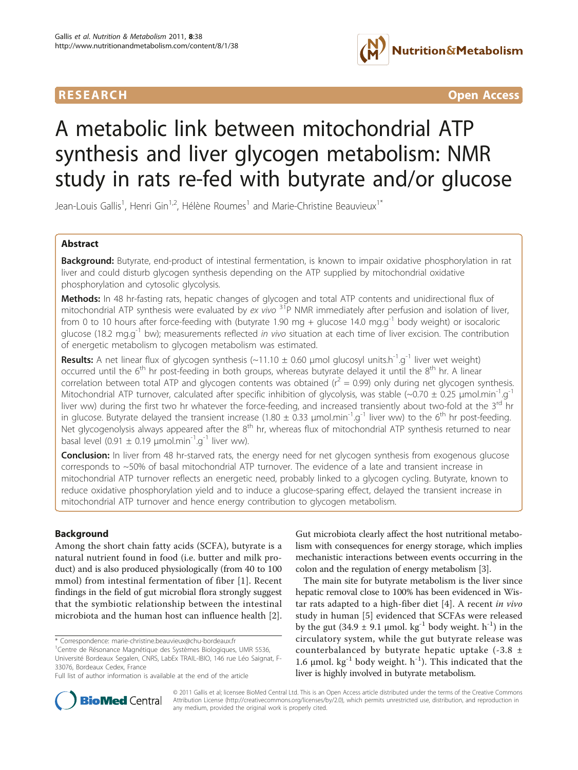RESEARCH Open Access

# A metabolic link between mitochondrial ATP synthesis and liver glycogen metabolism: NMR study in rats re-fed with butyrate and/or glucose

Jean-Louis Gallis[1], Henri Gin[1,2], Hélène Roumes[1] and Marie-Christine Beauvieux[1*]

## Abstract

**Background:** Butyrate, end-product of intestinal fermentation, is known to impair oxidative phosphorylation in rat liver and could disturb glycogen synthesis depending on the ATP supplied by mitochondrial oxidative phosphorylation and cytosolic glycolysis.

**Methods:** In 48 hr-fasting rats, hepatic changes of glycogen and total ATP contents and unidirectional flux of mitochondrial ATP synthesis were evaluated by *ex vivo* $^{31}$P NMR immediately after perfusion and isolation of liver, from 0 to 10 hours after force-feeding with (butyrate 1.90 mg + glucose 14.0 mg.g$^{-1}$ body weight) or isocaloric glucose (18.2 mg.g$^{-1}$ bw); measurements reflected *in vivo* situation at each time of liver excision. The contribution of energetic metabolism to glycogen metabolism was estimated.

**Results:** A net linear flux of glycogen synthesis (~11.10 ± 0.60 μmol glucosyl units.h$^{-1}$.g$^{-1}$ liver wet weight) occurred until the 6[th] hr post-feeding in both groups, whereas butyrate delayed it until the 8[th] hr. A linear correlation between total ATP and glycogen contents was obtained ($r^2$ = 0.99) only during net glycogen synthesis. Mitochondrial ATP turnover, calculated after specific inhibition of glycolysis, was stable (~0.70 ± 0.25 μmol.min$^{-1}$.g$^{-1}$ liver ww) during the first two hr whatever the force-feeding, and increased transiently about two-fold at the 3[rd] hr in glucose. Butyrate delayed the transient increase (1.80 ± 0.33 μmol.min$^{-1}$.g$^{-1}$ liver ww) to the 6[th] hr post-feeding. Net glycogenolysis always appeared after the 8[th] hr, whereas flux of mitochondrial ATP synthesis returned to near basal level (0.91 ± 0.19 μmol.min$^{-1}$.g$^{-1}$ liver ww).

**Conclusion:** In liver from 48 hr-starved rats, the energy need for net glycogen synthesis from exogenous glucose corresponds to ~50% of basal mitochondrial ATP turnover. The evidence of a late and transient increase in mitochondrial ATP turnover reflects an energetic need, probably linked to a glycogen cycling. Butyrate, known to reduce oxidative phosphorylation yield and to induce a glucose-sparing effect, delayed the transient increase in mitochondrial ATP turnover and hence energy contribution to glycogen metabolism.

## Background

Among the short chain fatty acids (SCFA), butyrate is a natural nutrient found in food (i.e. butter and milk product) and is also produced physiologically (from 40 to 100 mmol) from intestinal fermentation of fiber [1]. Recent findings in the field of gut microbial flora strongly suggest that the symbiotic relationship between the intestinal microbiota and the human host can influence health [2]. Gut microbiota clearly affect the host nutritional metabolism with consequences for energy storage, which implies mechanistic interactions between events occurring in the colon and the regulation of energy metabolism [3].

The main site for butyrate metabolism is the liver since hepatic removal close to 100% has been evidenced in Wistar rats adapted to a high-fiber diet [4]. A recent *in vivo* study in human [5] evidenced that SCFAs were released by the gut (34.9 ± 9.1 μmol. kg$^{-1}$ body weight. h$^{-1}$) in the circulatory system, while the gut butyrate release was counterbalanced by butyrate hepatic uptake (-3.8 ± 1.6 μmol. kg$^{-1}$ body weight. h$^{-1}$). This indicated that the liver is highly involved in butyrate metabolism.

\* Correspondence: marie-christine.beauvieux@chu-bordeaux.fr
[1]Centre de Résonance Magnétique des Systèmes Biologiques, UMR 5536, Université Bordeaux Segalen, CNRS, LabEx TRAIL-IBIO, 146 rue Léo Saignat, F-33076, Bordeaux Cedex, France
Full list of author information is available at the end of the article

© 2011 Gallis et al; licensee BioMed Central Ltd. This is an Open Access article distributed under the terms of the Creative Commons Attribution License (http://creativecommons.org/licenses/by/2.0), which permits unrestricted use, distribution, and reproduction in any medium, provided the original work is properly cited.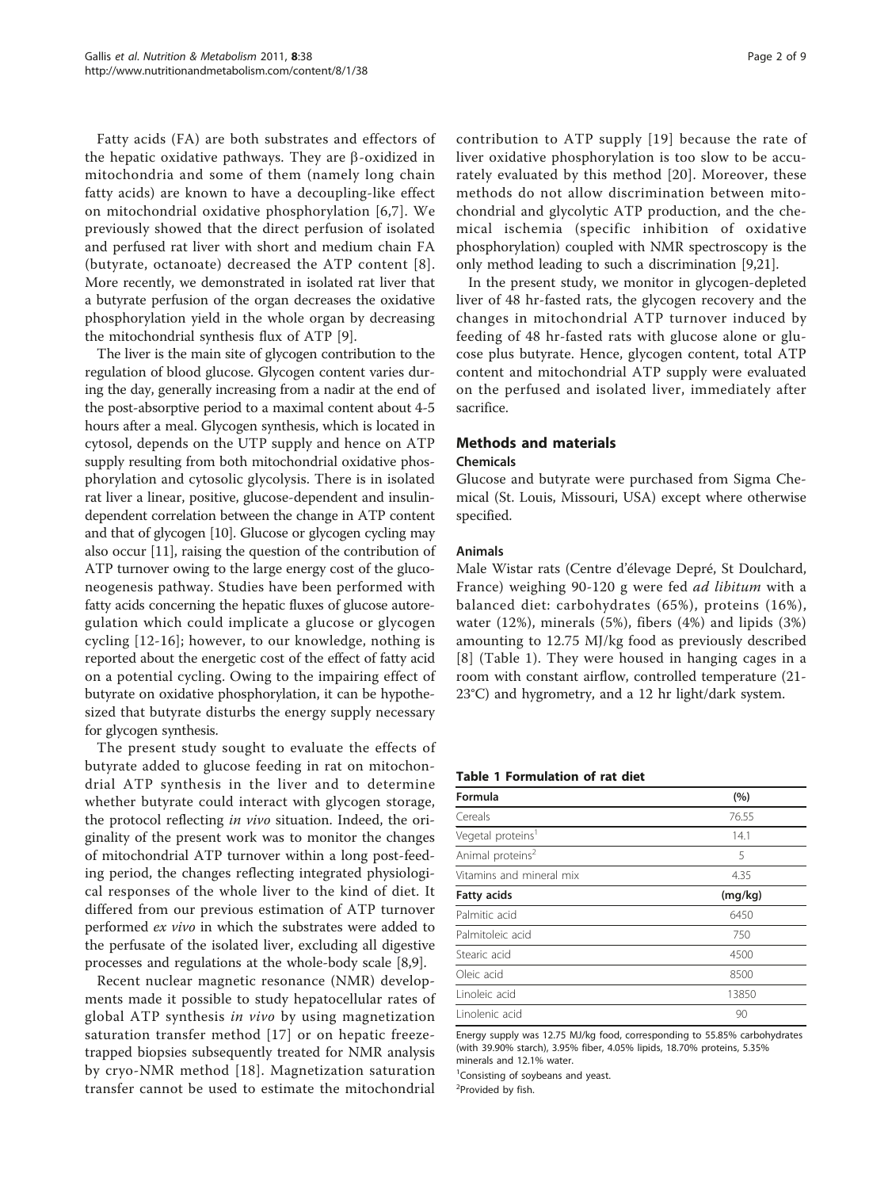Fatty acids (FA) are both substrates and effectors of the hepatic oxidative pathways. They are β-oxidized in mitochondria and some of them (namely long chain fatty acids) are known to have a decoupling-like effect on mitochondrial oxidative phosphorylation [6,7]. We previously showed that the direct perfusion of isolated and perfused rat liver with short and medium chain FA (butyrate, octanoate) decreased the ATP content [8]. More recently, we demonstrated in isolated rat liver that a butyrate perfusion of the organ decreases the oxidative phosphorylation yield in the whole organ by decreasing the mitochondrial synthesis flux of ATP [9].

The liver is the main site of glycogen contribution to the regulation of blood glucose. Glycogen content varies during the day, generally increasing from a nadir at the end of the post-absorptive period to a maximal content about 4-5 hours after a meal. Glycogen synthesis, which is located in cytosol, depends on the UTP supply and hence on ATP supply resulting from both mitochondrial oxidative phosphorylation and cytosolic glycolysis. There is in isolated rat liver a linear, positive, glucose-dependent and insulin-dependent correlation between the change in ATP content and that of glycogen [10]. Glucose or glycogen cycling may also occur [11], raising the question of the contribution of ATP turnover owing to the large energy cost of the gluconeogenesis pathway. Studies have been performed with fatty acids concerning the hepatic fluxes of glucose autoregulation which could implicate a glucose or glycogen cycling [12-16]; however, to our knowledge, nothing is reported about the energetic cost of the effect of fatty acid on a potential cycling. Owing to the impairing effect of butyrate on oxidative phosphorylation, it can be hypothesized that butyrate disturbs the energy supply necessary for glycogen synthesis.

The present study sought to evaluate the effects of butyrate added to glucose feeding in rat on mitochondrial ATP synthesis in the liver and to determine whether butyrate could interact with glycogen storage, the protocol reflecting *in vivo* situation. Indeed, the originality of the present work was to monitor the changes of mitochondrial ATP turnover within a long post-feeding period, the changes reflecting integrated physiological responses of the whole liver to the kind of diet. It differed from our previous estimation of ATP turnover performed *ex vivo* in which the substrates were added to the perfusate of the isolated liver, excluding all digestive processes and regulations at the whole-body scale [8,9].

Recent nuclear magnetic resonance (NMR) developments made it possible to study hepatocellular rates of global ATP synthesis *in vivo* by using magnetization saturation transfer method [17] or on hepatic freeze-trapped biopsies subsequently treated for NMR analysis by cryo-NMR method [18]. Magnetization saturation transfer cannot be used to estimate the mitochondrial contribution to ATP supply [19] because the rate of liver oxidative phosphorylation is too slow to be accurately evaluated by this method [20]. Moreover, these methods do not allow discrimination between mitochondrial and glycolytic ATP production, and the chemical ischemia (specific inhibition of oxidative phosphorylation) coupled with NMR spectroscopy is the only method leading to such a discrimination [9,21].

In the present study, we monitor in glycogen-depleted liver of 48 hr-fasted rats, the glycogen recovery and the changes in mitochondrial ATP turnover induced by feeding of 48 hr-fasted rats with glucose alone or glucose plus butyrate. Hence, glycogen content, total ATP content and mitochondrial ATP supply were evaluated on the perfused and isolated liver, immediately after sacrifice.

## Methods and materials

### Chemicals

Glucose and butyrate were purchased from Sigma Chemical (St. Louis, Missouri, USA) except where otherwise specified.

### Animals

Male Wistar rats (Centre d'élevage Depré, St Doulchard, France) weighing 90-120 g were fed *ad libitum* with a balanced diet: carbohydrates (65%), proteins (16%), water (12%), minerals (5%), fibers (4%) and lipids (3%) amounting to 12.75 MJ/kg food as previously described [8] (Table 1). They were housed in hanging cages in a room with constant airflow, controlled temperature (21-23°C) and hygrometry, and a 12 hr light/dark system.

**Table 1 Formulation of rat diet**

| Formula | (%) |
|---|---|
| Cereals | 76.55 |
| Vegetal proteins[1] | 14.1 |
| Animal proteins[2] | 5 |
| Vitamins and mineral mix | 4.35 |
| **Fatty acids** | **(mg/kg)** |
| Palmitic acid | 6450 |
| Palmitoleic acid | 750 |
| Stearic acid | 4500 |
| Oleic acid | 8500 |
| Linoleic acid | 13850 |
| Linolenic acid | 90 |

Energy supply was 12.75 MJ/kg food, corresponding to 55.85% carbohydrates (with 39.90% starch), 3.95% fiber, 4.05% lipids, 18.70% proteins, 5.35% minerals and 12.1% water.

[1]Consisting of soybeans and yeast.

[2]Provided by fish.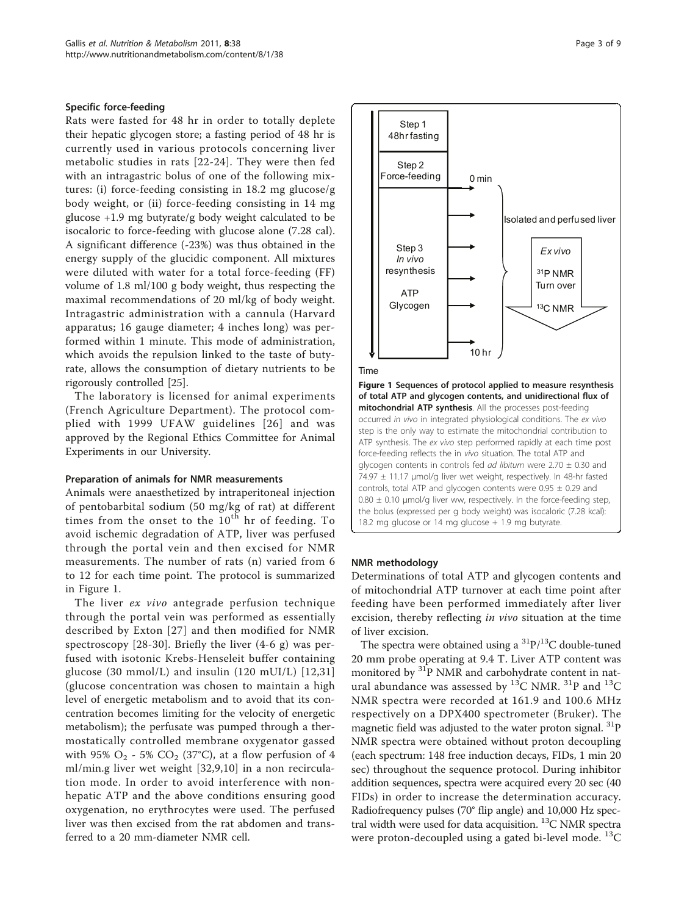### Specific force-feeding

Rats were fasted for 48 hr in order to totally deplete their hepatic glycogen store; a fasting period of 48 hr is currently used in various protocols concerning liver metabolic studies in rats [22-24]. They were then fed with an intragastric bolus of one of the following mixtures: (i) force-feeding consisting in 18.2 mg glucose/g body weight, or (ii) force-feeding consisting in 14 mg glucose +1.9 mg butyrate/g body weight calculated to be isocaloric to force-feeding with glucose alone (7.28 cal). A significant difference (-23%) was thus obtained in the energy supply of the glucidic component. All mixtures were diluted with water for a total force-feeding (FF) volume of 1.8 ml/100 g body weight, thus respecting the maximal recommendations of 20 ml/kg of body weight. Intragastric administration with a cannula (Harvard apparatus; 16 gauge diameter; 4 inches long) was performed within 1 minute. This mode of administration, which avoids the repulsion linked to the taste of butyrate, allows the consumption of dietary nutrients to be rigorously controlled [25].

The laboratory is licensed for animal experiments (French Agriculture Department). The protocol complied with 1999 UFAW guidelines [26] and was approved by the Regional Ethics Committee for Animal Experiments in our University.

### Preparation of animals for NMR measurements

Animals were anaesthetized by intraperitoneal injection of pentobarbital sodium (50 mg/kg of rat) at different times from the onset to the $10^{th}$ hr of feeding. To avoid ischemic degradation of ATP, liver was perfused through the portal vein and then excised for NMR measurements. The number of rats (n) varied from 6 to 12 for each time point. The protocol is summarized in Figure 1.

The liver *ex vivo* antegrade perfusion technique through the portal vein was performed as essentially described by Exton [27] and then modified for NMR spectroscopy [28-30]. Briefly the liver (4-6 g) was perfused with isotonic Krebs-Henseleit buffer containing glucose (30 mmol/L) and insulin (120 mUI/L) [12,31] (glucose concentration was chosen to maintain a high level of energetic metabolism and to avoid that its concentration becomes limiting for the velocity of energetic metabolism); the perfusate was pumped through a thermostatically controlled membrane oxygenator gassed with 95% $O_2$ - 5% $CO_2$ (37°C), at a flow perfusion of 4 ml/min.g liver wet weight [32,9,10] in a non recirculation mode. In order to avoid interference with non-hepatic ATP and the above conditions ensuring good oxygenation, no erythrocytes were used. The perfused liver was then excised from the rat abdomen and transferred to a 20 mm-diameter NMR cell.

Step 1 48hr fasting | Step 2 Force-feeding | 0 min | Step 3 *In vivo* resynthesis ATP Glycogen | 10 hr | Isolated and perfused liver | *Ex vivo* $^{31}P$ NMR Turn over $^{13}C$ NMR | Time

**Figure 1 Sequences of protocol applied to measure resynthesis of total ATP and glycogen contents, and unidirectional flux of mitochondrial ATP synthesis**. All the processes post-feeding occurred *in vivo* in integrated physiological conditions. The *ex vivo* step is the only way to estimate the mitochondrial contribution to ATP synthesis. The *ex vivo* step performed rapidly at each time post force-feeding reflects the in *vivo* situation. The total ATP and glycogen contents in controls fed *ad libitum* were 2.70 ± 0.30 and 74.97 ± 11.17 μmol/g liver wet weight, respectively. In 48-hr fasted controls, total ATP and glycogen contents were 0.95 ± 0.29 and 0.80 ± 0.10 μmol/g liver ww, respectively. In the force-feeding step, the bolus (expressed per g body weight) was isocaloric (7.28 kcal): 18.2 mg glucose or 14 mg glucose + 1.9 mg butyrate.

### NMR methodology

Determinations of total ATP and glycogen contents and of mitochondrial ATP turnover at each time point after feeding have been performed immediately after liver excision, thereby reflecting *in vivo* situation at the time of liver excision.

The spectra were obtained using a $^{31}P/^{13}C$ double-tuned 20 mm probe operating at 9.4 T. Liver ATP content was monitored by $^{31}P$ NMR and carbohydrate content in natural abundance was assessed by $^{13}C$ NMR. $^{31}P$ and $^{13}C$ NMR spectra were recorded at 161.9 and 100.6 MHz respectively on a DPX400 spectrometer (Bruker). The magnetic field was adjusted to the water proton signal. $^{31}P$ NMR spectra were obtained without proton decoupling (each spectrum: 148 free induction decays, FIDs, 1 min 20 sec) throughout the sequence protocol. During inhibitor addition sequences, spectra were acquired every 20 sec (40 FIDs) in order to increase the determination accuracy. Radiofrequency pulses (70° flip angle) and 10,000 Hz spectral width were used for data acquisition. $^{13}C$ NMR spectra were proton-decoupled using a gated bi-level mode. $^{13}C$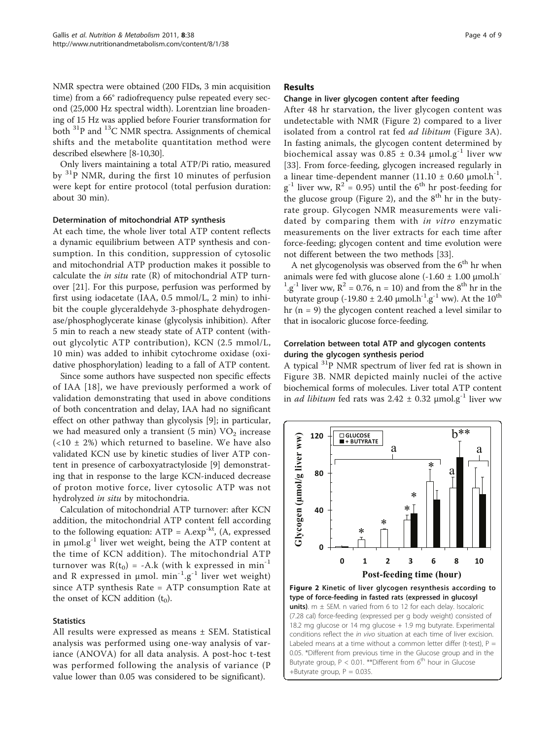NMR spectra were obtained (200 FIDs, 3 min acquisition time) from a 66° radiofrequency pulse repeated every second (25,000 Hz spectral width). Lorentzian line broadening of 15 Hz was applied before Fourier transformation for both $^{31}P$ and $^{13}C$ NMR spectra. Assignments of chemical shifts and the metabolite quantitation method were described elsewhere [8-10,30].

Only livers maintaining a total ATP/Pi ratio, measured by $^{31}P$ NMR, during the first 10 minutes of perfusion were kept for entire protocol (total perfusion duration: about 30 min).

### Determination of mitochondrial ATP synthesis

At each time, the whole liver total ATP content reflects a dynamic equilibrium between ATP synthesis and consumption. In this condition, suppression of cytosolic and mitochondrial ATP production makes it possible to calculate the *in situ* rate (R) of mitochondrial ATP turnover [21]. For this purpose, perfusion was performed by first using iodacetate (IAA, 0.5 mmol/L, 2 min) to inhibit the couple glyceraldehyde 3-phosphate dehydrogenase/phosphoglycerate kinase (glycolysis inhibition). After 5 min to reach a new steady state of ATP content (without glycolytic ATP contribution), KCN (2.5 mmol/L, 10 min) was added to inhibit cytochrome oxidase (oxidative phosphorylation) leading to a fall of ATP content.

Since some authors have suspected non specific effects of IAA [18], we have previously performed a work of validation demonstrating that used in above conditions of both concentration and delay, IAA had no significant effect on other pathway than glycolysis [9]; in particular, we had measured only a transient (5 min) $VO_2$ increase (<10 ± 2%) which returned to baseline. We have also validated KCN use by kinetic studies of liver ATP content in presence of carboxyatractyloside [9] demonstrating that in response to the large KCN-induced decrease of proton motive force, liver cytosolic ATP was not hydrolyzed *in situ* by mitochondria.

Calculation of mitochondrial ATP turnover: after KCN addition, the mitochondrial ATP content fell according to the following equation: $ATP = A.exp^{-kt}$, (A, expressed in $\mu mol.g^{-1}$ liver wet weight, being the ATP content at the time of KCN addition). The mitochondrial ATP turnover was $R(t_0) = -A.k$ (with k expressed in $min^{-1}$ and R expressed in $\mu mol.\ min^{-1}.g^{-1}$ liver wet weight) since ATP synthesis Rate = ATP consumption Rate at the onset of KCN addition ($t_0$).

### Statistics

All results were expressed as means ± SEM. Statistical analysis was performed using one-way analysis of variance (ANOVA) for all data analysis. A post-hoc t-test was performed following the analysis of variance (P value lower than 0.05 was considered to be significant).

## Results

### Change in liver glycogen content after feeding

After 48 hr starvation, the liver glycogen content was undetectable with NMR (Figure 2) compared to a liver isolated from a control rat fed *ad libitum* (Figure 3A). In fasting animals, the glycogen content determined by biochemical assay was $0.85 \pm 0.34\ \mu mol.g^{-1}$ liver ww [33]. From force-feeding, glycogen increased regularly in a linear time-dependent manner ($11.10 \pm 0.60\ \mu mol.h^{-1}.g^{-1}$ liver ww, $R^2 = 0.95$) until the 6[th] hr post-feeding for the glucose group (Figure 2), and the 8[th] hr in the butyrate group. Glycogen NMR measurements were validated by comparing them with *in vitro* enzymatic measurements on the liver extracts for each time after force-feeding; glycogen content and time evolution were not different between the two methods [33].

A net glycogenolysis was observed from the 6[th] hr when animals were fed with glucose alone ($-1.60 \pm 1.00\ \mu mol.h^{-1}.g^{-1}$ liver ww, $R^2 = 0.76$, n = 10) and from the 8[th] hr in the butyrate group ($-19.80 \pm 2.40\ \mu mol.h^{-1}.g^{-1}$ ww). At the 10[th] hr (n = 9) the glycogen content reached a level similar to that in isocaloric glucose force-feeding.

### Correlation between total ATP and glycogen contents during the glycogen synthesis period

A typical $^{31}P$ NMR spectrum of liver fed rat is shown in Figure 3B. NMR depicted mainly nuclei of the active biochemical forms of molecules. Liver total ATP content in *ad libitum* fed rats was $2.42 \pm 0.32\ \mu mol.g^{-1}$ liver ww

**Figure 2 Kinetic of liver glycogen resynthesis according to type of force-feeding in fasted rats (expressed in glucosyl units)**. m ± SEM. n varied from 6 to 12 for each delay. Isocaloric (7.28 cal) force-feeding (expressed per g body weight) consisted of 18.2 mg glucose or 14 mg glucose + 1.9 mg butyrate. Experimental conditions reflect the *in vivo* situation at each time of liver excision. Labeled means at a time without a common letter differ (t-test), P = 0.05. *Different from previous time in the Glucose group and in the Butyrate group, P < 0.01. **Different from 6[th] hour in Glucose +Butyrate group, P = 0.035.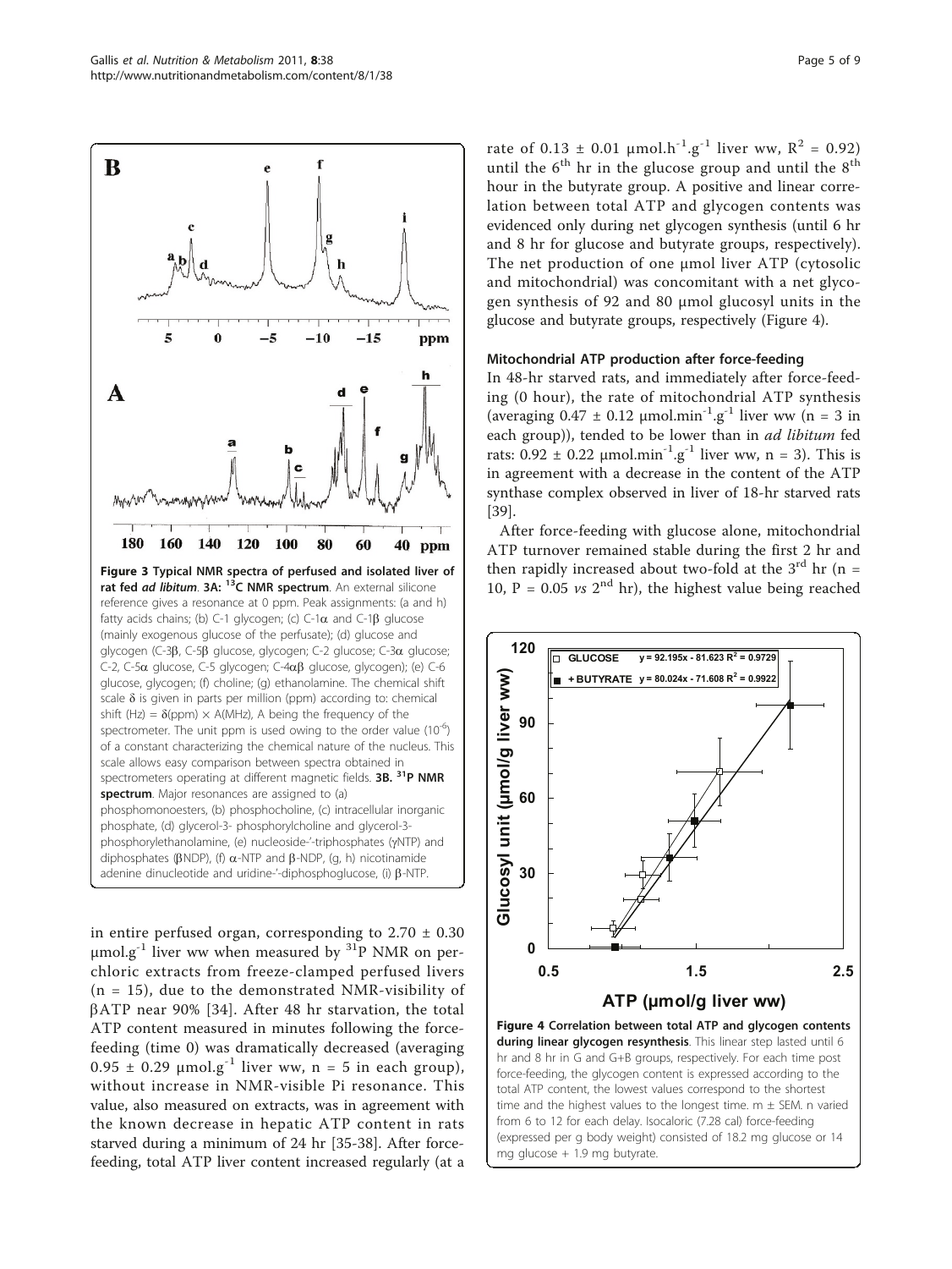Figure 3 Typical NMR spectra of perfused and isolated liver of rat fed *ad libitum*. **3A: $^{13}$C NMR spectrum**. An external silicone reference gives a resonance at 0 ppm. Peak assignments: (a and h) fatty acids chains; (b) C-1 glycogen; (c) C-1α and C-1β glucose (mainly exogenous glucose of the perfusate); (d) glucose and glycogen (C-3β, C-5β glucose, glycogen; C-2 glucose; C-3α glucose; C-2, C-5α glucose, C-5 glycogen; C-4αβ glucose, glycogen); (e) C-6 glucose, glycogen; (f) choline; (g) ethanolamine. The chemical shift scale δ is given in parts per million (ppm) according to: chemical shift (Hz) = δ(ppm) × A(MHz), A being the frequency of the spectrometer. The unit ppm is used owing to the order value ($10^{-6}$) of a constant characterizing the chemical nature of the nucleus. This scale allows easy comparison between spectra obtained in spectrometers operating at different magnetic fields. **3B. $^{31}$P NMR spectrum**. Major resonances are assigned to (a) phosphomonoesters, (b) phosphocholine, (c) intracellular inorganic phosphate, (d) glycerol-3- phosphorylcholine and glycerol-3-phosphorylethanolamine, (e) nucleoside-'-triphosphates (γNTP) and diphosphates (βNDP), (f) α-NTP and β-NDP, (g, h) nicotinamide adenine dinucleotide and uridine-'-diphosphoglucose, (i) β-NTP.

in entire perfused organ, corresponding to 2.70 ± 0.30 $\mu mol.g^{-1}$ liver ww when measured by $^{31}$P NMR on perchloric extracts from freeze-clamped perfused livers (n = 15), due to the demonstrated NMR-visibility of βATP near 90% [34]. After 48 hr starvation, the total ATP content measured in minutes following the force-feeding (time 0) was dramatically decreased (averaging 0.95 ± 0.29 $\mu mol.g^{-1}$ liver ww, n = 5 in each group), without increase in NMR-visible Pi resonance. This value, also measured on extracts, was in agreement with the known decrease in hepatic ATP content in rats starved during a minimum of 24 hr [35-38]. After force-feeding, total ATP liver content increased regularly (at a rate of 0.13 ± 0.01 $\mu mol.h^{-1}.g^{-1}$ liver ww, $R^2$ = 0.92) until the 6[th] hr in the glucose group and until the 8[th] hour in the butyrate group. A positive and linear correlation between total ATP and glycogen contents was evidenced only during net glycogen synthesis (until 6 hr and 8 hr for glucose and butyrate groups, respectively). The net production of one μmol liver ATP (cytosolic and mitochondrial) was concomitant with a net glycogen synthesis of 92 and 80 μmol glucosyl units in the glucose and butyrate groups, respectively (Figure 4).

### Mitochondrial ATP production after force-feeding

In 48-hr starved rats, and immediately after force-feeding (0 hour), the rate of mitochondrial ATP synthesis (averaging 0.47 ± 0.12 $\mu mol.min^{-1}.g^{-1}$ liver ww (n = 3 in each group)), tended to be lower than in *ad libitum* fed rats: 0.92 ± 0.22 $\mu mol.min^{-1}.g^{-1}$ liver ww, n = 3). This is in agreement with a decrease in the content of the ATP synthase complex observed in liver of 18-hr starved rats [39].

After force-feeding with glucose alone, mitochondrial ATP turnover remained stable during the first 2 hr and then rapidly increased about two-fold at the 3[rd] hr (n = 10, P = 0.05 *vs* 2[nd] hr), the highest value being reached

**Figure 4 Correlation between total ATP and glycogen contents during linear glycogen resynthesis**. This linear step lasted until 6 hr and 8 hr in G and G+B groups, respectively. For each time post force-feeding, the glycogen content is expressed according to the total ATP content, the lowest values correspond to the shortest time and the highest values to the longest time. m ± SEM. n varied from 6 to 12 for each delay. Isocaloric (7.28 cal) force-feeding (expressed per g body weight) consisted of 18.2 mg glucose or 14 mg glucose + 1.9 mg butyrate.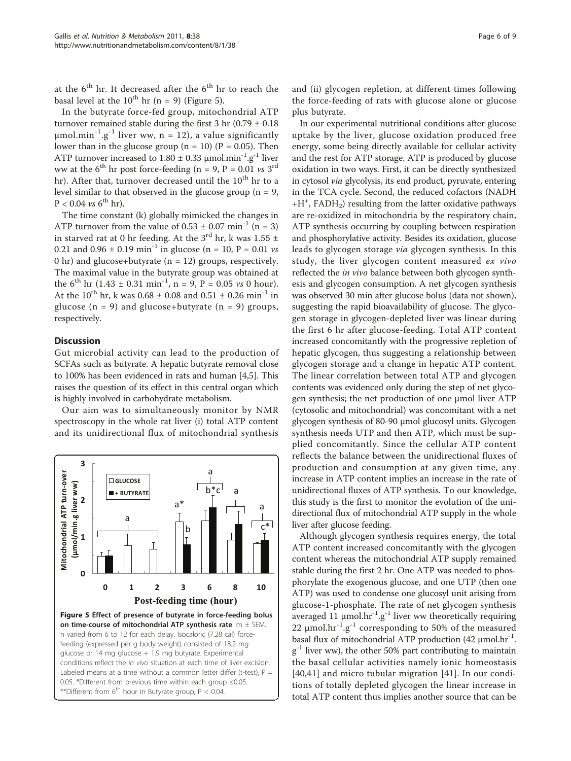at the 6th hr. It decreased after the 6th hr to reach the basal level at the 10th hr (n = 9) (Figure 5).

In the butyrate force-fed group, mitochondrial ATP turnover remained stable during the first 3 hr (0.79 ± 0.18 $\mu mol.min^{-1}.g^{-1}$ liver ww, n = 12), a value significantly lower than in the glucose group (n = 10) (P = 0.05). Then ATP turnover increased to 1.80 ± 0.33 $\mu mol.min^{-1}.g^{-1}$ liver ww at the 6th hr post force-feeding (n = 9, P = 0.01 *vs* 3rd hr). After that, turnover decreased until the 10th hr to a level similar to that observed in the glucose group (n = 9, P < 0.04 *vs* 6th hr).

The time constant (k) globally mimicked the changes in ATP turnover from the value of 0.53 ± 0.07 $min^{-1}$ (n = 3) in starved rat at 0 hr feeding. At the 3rd hr, k was 1.55 ± 0.21 and 0.96 ± 0.19 $min^{-1}$ in glucose (n = 10, P = 0.01 *vs* 0 hr) and glucose+butyrate (n = 12) groups, respectively. The maximal value in the butyrate group was obtained at the 6th hr (1.43 ± 0.31 $min^{-1}$, n = 9, P = 0.05 *vs* 0 hour). At the 10th hr, k was 0.68 ± 0.08 and 0.51 ± 0.26 $min^{-1}$ in glucose (n = 9) and glucose+butyrate (n = 9) groups, respectively.

## Discussion

Gut microbial activity can lead to the production of SCFAs such as butyrate. A hepatic butyrate removal close to 100% has been evidenced in rats and human [4,5]. This raises the question of its effect in this central organ which is highly involved in carbohydrate metabolism.

Our aim was to simultaneously monitor by NMR spectroscopy in the whole rat liver (i) total ATP content and its unidirectional flux of mitochondrial synthesis and (ii) glycogen repletion, at different times following the force-feeding of rats with glucose alone or glucose plus butyrate.

**Figure 5 Effect of presence of butyrate in force-feeding bolus on time-course of mitochondrial ATP synthesis rate**. m ± SEM. n varied from 6 to 12 for each delay. Isocaloric (7.28 cal) force-feeding (expressed per g body weight) consisted of 18.2 mg glucose or 14 mg glucose + 1.9 mg butyrate. Experimental conditions reflect the *in vivo* situation at each time of liver excision. Labeled means at a time without a common letter differ (t-test), P = 0.05. *Different from previous time within each group ≤0.05. **Different from 6th hour in Butyrate group, P < 0.04.

In our experimental nutritional conditions after glucose uptake by the liver, glucose oxidation produced free energy, some being directly available for cellular activity and the rest for ATP storage. ATP is produced by glucose oxidation in two ways. First, it can be directly synthesized in cytosol *via* glycolysis, its end product, pyruvate, entering in the TCA cycle. Second, the reduced cofactors ($NADH + H^+$, $FADH_2$) resulting from the latter oxidative pathways are re-oxidized in mitochondria by the respiratory chain, ATP synthesis occurring by coupling between respiration and phosphorylative activity. Besides its oxidation, glucose leads to glycogen storage *via* glycogen synthesis. In this study, the liver glycogen content measured *ex vivo* reflected the *in vivo* balance between both glycogen synthesis and glycogen consumption. A net glycogen synthesis was observed 30 min after glucose bolus (data not shown), suggesting the rapid bioavailability of glucose. The glycogen storage in glycogen-depleted liver was linear during the first 6 hr after glucose-feeding. Total ATP content increased concomitantly with the progressive repletion of hepatic glycogen, thus suggesting a relationship between glycogen storage and a change in hepatic ATP content. The linear correlation between total ATP and glycogen contents was evidenced only during the step of net glycogen synthesis; the net production of one µmol liver ATP (cytosolic and mitochondrial) was concomitant with a net glycogen synthesis of 80-90 µmol glucosyl units. Glycogen synthesis needs UTP and then ATP, which must be supplied concomitantly. Since the cellular ATP content reflects the balance between the unidirectional fluxes of production and consumption at any given time, any increase in ATP content implies an increase in the rate of unidirectional fluxes of ATP synthesis. To our knowledge, this study is the first to monitor the evolution of the unidirectional flux of mitochondrial ATP supply in the whole liver after glucose feeding.

Although glycogen synthesis requires energy, the total ATP content increased concomitantly with the glycogen content whereas the mitochondrial ATP supply remained stable during the first 2 hr. One ATP was needed to phosphorylate the exogenous glucose, and one UTP (then one ATP) was used to condense one glucosyl unit arising from glucose-1-phosphate. The rate of net glycogen synthesis averaged 11 $\mu mol.hr^{-1}.g^{-1}$ liver ww theoretically requiring 22 $\mu mol.hr^{-1}.g^{-1}$ corresponding to 50% of the measured basal flux of mitochondrial ATP production (42 $\mu mol.hr^{-1}.g^{-1}$ liver ww), the other 50% part contributing to maintain the basal cellular activities namely ionic homeostasis [40,41] and micro tubular migration [41]. In our conditions of totally depleted glycogen the linear increase in total ATP content thus implies another source that can be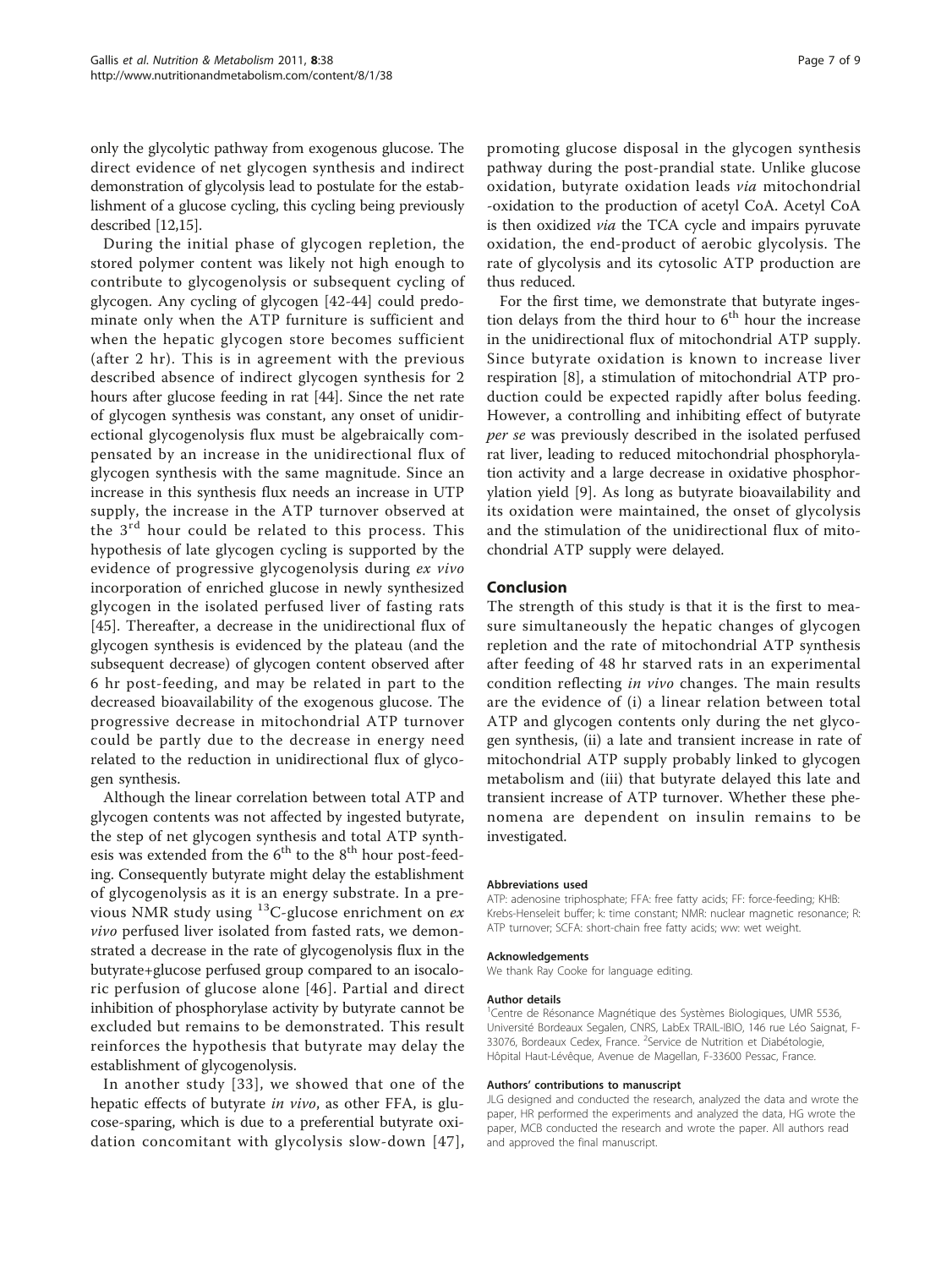only the glycolytic pathway from exogenous glucose. The direct evidence of net glycogen synthesis and indirect demonstration of glycolysis lead to postulate for the establishment of a glucose cycling, this cycling being previously described [12,15].

During the initial phase of glycogen repletion, the stored polymer content was likely not high enough to contribute to glycogenolysis or subsequent cycling of glycogen. Any cycling of glycogen [42-44] could predominate only when the ATP furniture is sufficient and when the hepatic glycogen store becomes sufficient (after 2 hr). This is in agreement with the previous described absence of indirect glycogen synthesis for 2 hours after glucose feeding in rat [44]. Since the net rate of glycogen synthesis was constant, any onset of unidirectional glycogenolysis flux must be algebraically compensated by an increase in the unidirectional flux of glycogen synthesis with the same magnitude. Since an increase in this synthesis flux needs an increase in UTP supply, the increase in the ATP turnover observed at the 3rd hour could be related to this process. This hypothesis of late glycogen cycling is supported by the evidence of progressive glycogenolysis during *ex vivo* incorporation of enriched glucose in newly synthesized glycogen in the isolated perfused liver of fasting rats [45]. Thereafter, a decrease in the unidirectional flux of glycogen synthesis is evidenced by the plateau (and the subsequent decrease) of glycogen content observed after 6 hr post-feeding, and may be related in part to the decreased bioavailability of the exogenous glucose. The progressive decrease in mitochondrial ATP turnover could be partly due to the decrease in energy need related to the reduction in unidirectional flux of glycogen synthesis.

Although the linear correlation between total ATP and glycogen contents was not affected by ingested butyrate, the step of net glycogen synthesis and total ATP synthesis was extended from the 6th to the 8th hour post-feeding. Consequently butyrate might delay the establishment of glycogenolysis as it is an energy substrate. In a previous NMR study using $^{13}$C-glucose enrichment on *ex vivo* perfused liver isolated from fasted rats, we demonstrated a decrease in the rate of glycogenolysis flux in the butyrate+glucose perfused group compared to an isocaloric perfusion of glucose alone [46]. Partial and direct inhibition of phosphorylase activity by butyrate cannot be excluded but remains to be demonstrated. This result reinforces the hypothesis that butyrate may delay the establishment of glycogenolysis.

In another study [33], we showed that one of the hepatic effects of butyrate *in vivo*, as other FFA, is glucose-sparing, which is due to a preferential butyrate oxidation concomitant with glycolysis slow-down [47], promoting glucose disposal in the glycogen synthesis pathway during the post-prandial state. Unlike glucose oxidation, butyrate oxidation leads *via* mitochondrial -oxidation to the production of acetyl CoA. Acetyl CoA is then oxidized *via* the TCA cycle and impairs pyruvate oxidation, the end-product of aerobic glycolysis. The rate of glycolysis and its cytosolic ATP production are thus reduced.

For the first time, we demonstrate that butyrate ingestion delays from the third hour to 6th hour the increase in the unidirectional flux of mitochondrial ATP supply. Since butyrate oxidation is known to increase liver respiration [8], a stimulation of mitochondrial ATP production could be expected rapidly after bolus feeding. However, a controlling and inhibiting effect of butyrate *per se* was previously described in the isolated perfused rat liver, leading to reduced mitochondrial phosphorylation activity and a large decrease in oxidative phosphorylation yield [9]. As long as butyrate bioavailability and its oxidation were maintained, the onset of glycolysis and the stimulation of the unidirectional flux of mitochondrial ATP supply were delayed.

## Conclusion

The strength of this study is that it is the first to measure simultaneously the hepatic changes of glycogen repletion and the rate of mitochondrial ATP synthesis after feeding of 48 hr starved rats in an experimental condition reflecting *in vivo* changes. The main results are the evidence of (i) a linear relation between total ATP and glycogen contents only during the net glycogen synthesis, (ii) a late and transient increase in rate of mitochondrial ATP supply probably linked to glycogen metabolism and (iii) that butyrate delayed this late and transient increase of ATP turnover. Whether these phenomena are dependent on insulin remains to be investigated.

#### Abbreviations used

ATP: adenosine triphosphate; FFA: free fatty acids; FF: force-feeding; KHB: Krebs-Henseleit buffer; k: time constant; NMR: nuclear magnetic resonance; R: ATP turnover; SCFA: short-chain free fatty acids; ww: wet weight.

#### Acknowledgements

We thank Ray Cooke for language editing.

#### Author details

[1]Centre de Résonance Magnétique des Systèmes Biologiques, UMR 5536, Université Bordeaux Segalen, CNRS, LabEx TRAIL-IBIO, 146 rue Léo Saignat, F-33076, Bordeaux Cedex, France. [2]Service de Nutrition et Diabétologie, Hôpital Haut-Lévêque, Avenue de Magellan, F-33600 Pessac, France.

#### Authors' contributions to manuscript

JLG designed and conducted the research, analyzed the data and wrote the paper, HR performed the experiments and analyzed the data, HG wrote the paper, MCB conducted the research and wrote the paper. All authors read and approved the final manuscript.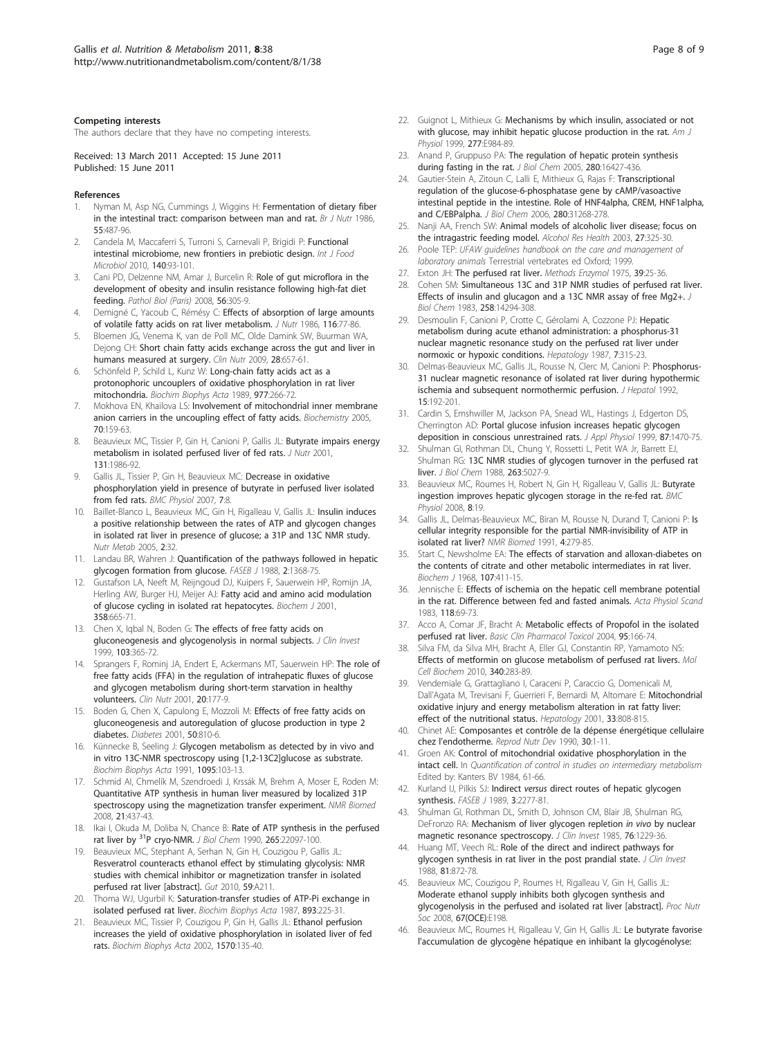**Competing interests**

The authors declare that they have no competing interests.

Received: 13 March 2011 Accepted: 15 June 2011
Published: 15 June 2011

**References**

1. Nyman M, Asp NG, Cummings J, Wiggins H: **Fermentation of dietary fiber in the intestinal tract: comparison between man and rat.** *Br J Nutr* 1986, **55**:487-96.
2. Candela M, Maccaferri S, Turroni S, Carnevali P, Brigidi P: **Functional intestinal microbiome, new frontiers in prebiotic design.** *Int J Food Microbiol* 2010, **140**:93-101.
3. Cani PD, Delzenne NM, Amar J, Burcelin R: **Role of gut microflora in the development of obesity and insulin resistance following high-fat diet feeding.** *Pathol Biol (Paris)* 2008, **56**:305-9.
4. Demigné C, Yacoub C, Rémésy C: **Effects of absorption of large amounts of volatile fatty acids on rat liver metabolism.** *J Nutr* 1986, **116**:77-86.
5. Bloemen JG, Venema K, van de Poll MC, Olde Damink SW, Buurman WA, Dejong CH: **Short chain fatty acids exchange across the gut and liver in humans measured at surgery.** *Clin Nutr* 2009, **28**:657-61.
6. Schönfeld P, Schild L, Kunz W: **Long-chain fatty acids act as a protonophoric uncouplers of oxidative phosphorylation in rat liver mitochondria.** *Biochim Biophys Acta* 1989, **977**:266-72.
7. Mokhova EN, Khailova LS: **Involvement of mitochondrial inner membrane anion carriers in the uncoupling effect of fatty acids.** *Biochemistry* 2005, **70**:159-63.
8. Beauvieux MC, Tissier P, Gin H, Canioni P, Gallis JL: **Butyrate impairs energy metabolism in isolated perfused liver of fed rats.** *J Nutr* 2001, **131**:1986-92.
9. Gallis JL, Tissier P, Gin H, Beauvieux MC: **Decrease in oxidative phosphorylation yield in presence of butyrate in perfused liver isolated from fed rats.** *BMC Physiol* 2007, **7**:8.
10. Baillet-Blanco L, Beauvieux MC, Gin H, Rigalleau V, Gallis JL: **Insulin induces a positive relationship between the rates of ATP and glycogen changes in isolated rat liver in presence of glucose; a 31P and 13C NMR study.** *Nutr Metab* 2005, **2**:32.
11. Landau BR, Wahren J: **Quantification of the pathways followed in hepatic glycogen formation from glucose.** *FASEB J* 1988, **2**:1368-75.
12. Gustafson LA, Neeft M, Reijngoud DJ, Kuipers F, Sauerwein HP, Romijn JA, Herling AW, Burger HJ, Meijer AJ: **Fatty acid and amino acid modulation of glucose cycling in isolated rat hepatocytes.** *Biochem J* 2001, **358**:665-71.
13. Chen X, Iqbal N, Boden G: **The effects of free fatty acids on gluconeogenesis and glycogenolysis in normal subjects.** *J Clin Invest* 1999, **103**:365-72.
14. Sprangers F, Rominj JA, Endert E, Ackermans MT, Sauerwein HP: **The role of free fatty acids (FFA) in the regulation of intrahepatic fluxes of glucose and glycogen metabolism during short-term starvation in healthy volunteers.** *Clin Nutr* 2001, **20**:177-9.
15. Boden G, Chen X, Capulong E, Mozzoli M: **Effects of free fatty acids on gluconeogenesis and autoregulation of glucose production in type 2 diabetes.** *Diabetes* 2001, **50**:810-6.
16. Künnecke B, Seeling J: **Glycogen metabolism as detected by in vivo and in vitro 13C-NMR spectroscopy using [1,2-13C2]glucose as substrate.** *Biochim Biophys Acta* 1991, **1095**:103-13.
17. Schmid AI, Chmelík M, Szendroedi J, Krssák M, Brehm A, Moser E, Roden M: **Quantitative ATP synthesis in human liver measured by localized 31P spectroscopy using the magnetization transfer experiment.** *NMR Biomed* 2008, **21**:437-43.
18. Ikai I, Okuda M, Doliba N, Chance B: **Rate of ATP synthesis in the perfused rat liver by $^{31}$P cryo-NMR.** *J Biol Chem* 1990, **265**:22097-100.
19. Beauvieux MC, Stephant A, Serhan N, Gin H, Couzigou P, Gallis JL: **Resveratrol counteracts ethanol effect by stimulating glycolysis: NMR studies with chemical inhibitor or magnetization transfer in isolated perfused rat liver [abstract].** *Gut* 2010, **59**:A211.
20. Thoma WJ, Ugurbil K: **Saturation-transfer studies of ATP-Pi exchange in isolated perfused rat liver.** *Biochim Biophys Acta* 1987, **893**:225-31.
21. Beauvieux MC, Tissier P, Couzigou P, Gin H, Gallis JL: **Ethanol perfusion increases the yield of oxidative phosphorylation in isolated liver of fed rats.** *Biochim Biophys Acta* 2002, **1570**:135-40.
22. Guignot L, Mithieux G: **Mechanisms by which insulin, associated or not with glucose, may inhibit hepatic glucose production in the rat.** *Am J Physiol* 1999, **277**:E984-89.
23. Anand P, Gruppuso PA: **The regulation of hepatic protein synthesis during fasting in the rat.** *J Biol Chem* 2005, **280**:16427-436.
24. Gautier-Stein A, Zitoun C, Lalli E, Mithieux G, Rajas F: **Transcriptional regulation of the glucose-6-phosphatase gene by cAMP/vasoactive intestinal peptide in the intestine. Role of HNF4alpha, CREM, HNF1alpha, and C/EBPalpha.** *J Biol Chem* 2006, **280**:31268-278.
25. Nanji AA, French SW: **Animal models of alcoholic liver disease; focus on the intragastric feeding model.** *Alcohol Res Health* 2003, **27**:325-30.
26. Poole TEP: *UFAW guidelines handbook on the care and management of laboratory animals* Terrestrial vertebrates ed Oxford; 1999.
27. Exton JH: **The perfused rat liver.** *Methods Enzymol* 1975, **39**:25-36.
28. Cohen SM: **Simultaneous 13C and 31P NMR studies of perfused rat liver. Effects of insulin and glucagon and a 13C NMR assay of free Mg2+.** *J Biol Chem* 1983, **258**:14294-308.
29. Desmoulin F, Canioni P, Crotte C, Gérolami A, Cozzone PJ: **Hepatic metabolism during acute ethanol administration: a phosphorus-31 nuclear magnetic resonance study on the perfused rat liver under normoxic or hypoxic conditions.** *Hepatology* 1987, **7**:315-23.
30. Delmas-Beauvieux MC, Gallis JL, Rousse N, Clerc M, Canioni P: **Phosphorus-31 nuclear magnetic resonance of isolated rat liver during hypothermic ischemia and subsequent normothermic perfusion.** *J Hepatol* 1992, **15**:192-201.
31. Cardin S, Emshwiller M, Jackson PA, Snead WL, Hastings J, Edgerton DS, Cherrington AD: **Portal glucose infusion increases hepatic glycogen deposition in conscious unrestrained rats.** *J Appl Physiol* 1999, **87**:1470-75.
32. Shulman GI, Rothman DL, Chung Y, Rossetti L, Petit WA Jr, Barrett EJ, Shulman RG: **13C NMR studies of glycogen turnover in the perfused rat liver.** *J Biol Chem* 1988, **263**:5027-9.
33. Beauvieux MC, Roumes H, Robert N, Gin H, Rigalleau V, Gallis JL: **Butyrate ingestion improves hepatic glycogen storage in the re-fed rat.** *BMC Physiol* 2008, **8**:19.
34. Gallis JL, Delmas-Beauvieux MC, Biran M, Rousse N, Durand T, Canioni P: **Is cellular integrity responsible for the partial NMR-invisibility of ATP in isolated rat liver?** *NMR Biomed* 1991, **4**:279-85.
35. Start C, Newsholme EA: **The effects of starvation and alloxan-diabetes on the contents of citrate and other metabolic intermediates in rat liver.** *Biochem J* 1968, **107**:411-15.
36. Jennische E: **Effects of ischemia on the hepatic cell membrane potential in the rat. Difference between fed and fasted animals.** *Acta Physiol Scand* 1983, **118**:69-73.
37. Acco A, Comar JF, Bracht A: **Metabolic effects of Propofol in the isolated perfused rat liver.** *Basic Clin Pharmacol Toxicol* 2004, **95**:166-74.
38. Silva FM, da Silva MH, Bracht A, Eller GJ, Constantin RP, Yamamoto NS: **Effects of metformin on glucose metabolism of perfused rat livers.** *Mol Cell Biochem* 2010, **340**:283-89.
39. Vendemiale G, Grattagliano I, Caraceni P, Caraccio G, Domenicali M, Dall'Agata M, Trevisani F, Guerrieri F, Bernardi M, Altomare E: **Mitochondrial oxidative injury and energy metabolism alteration in rat fatty liver: effect of the nutritional status.** *Hepatology* 2001, **33**:808-815.
40. Chinet AE: **Composantes et contrôle de la dépense énergétique cellulaire chez l'endotherme.** *Reprod Nutr Dev* 1990, **30**:1-11.
41. Groen AK: **Control of mitochondrial oxidative phosphorylation in the intact cell.** In *Quantification of control in studies on intermediary metabolism* Edited by: Kanters BV 1984, 61-66.
42. Kurland IJ, Pilkis SJ: **Indirect *versus* direct routes of hepatic glycogen synthesis.** *FASEB J* 1989, **3**:2277-81.
43. Shulman GI, Rothman DL, Smith D, Johnson CM, Blair JB, Shulman RG, DeFronzo RA: **Mechanism of liver glycogen repletion *in vivo* by nuclear magnetic resonance spectroscopy.** *J Clin Invest* 1985, **76**:1229-36.
44. Huang MT, Veech RL: **Role of the direct and indirect pathways for glycogen synthesis in rat liver in the post prandial state.** *J Clin Invest* 1988, **81**:872-78.
45. Beauvieux MC, Couzigou P, Roumes H, Rigalleau V, Gin H, Gallis JL: **Moderate ethanol supply inhibits both glycogen synthesis and glycogenolysis in the perfused and isolated rat liver [abstract].** *Proc Nutr Soc* 2008, **67(OCE)**:E198.
46. Beauvieux MC, Roumes H, Rigalleau V, Gin H, Gallis JL: **Le butyrate favorise l'accumulation de glycogène hépatique en inhibant la glycogénolyse:**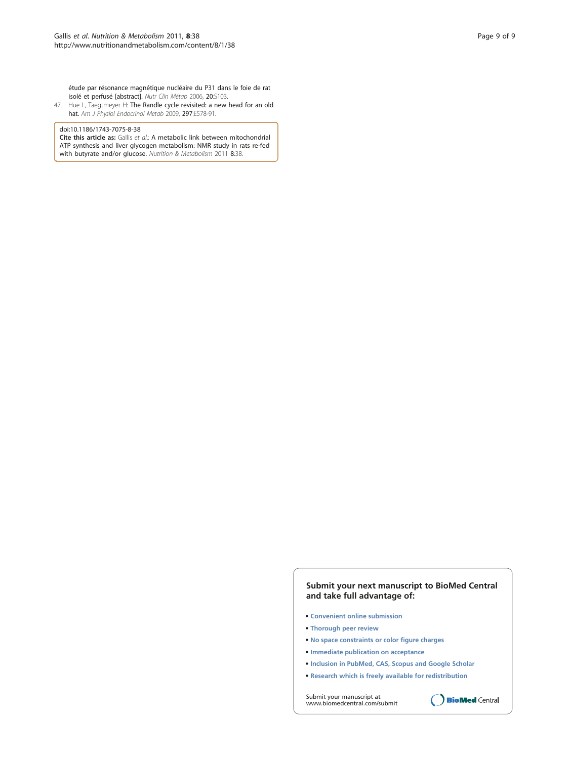étude par résonance magnétique nucléaire du P31 dans le foie de rat isolé et perfusé [abstract]. *Nutr Clin Métab* 2006, **20**:S103.

47. Hue L, Taegtmeyer H: **The Randle cycle revisited: a new head for an old hat.** *Am J Physiol Endocrinol Metab* 2009, **297**:E578-91.

doi:10.1186/1743-7075-8-38
**Cite this article as:** Gallis *et al.*: A metabolic link between mitochondrial ATP synthesis and liver glycogen metabolism: NMR study in rats re-fed with butyrate and/or glucose. *Nutrition & Metabolism* 2011 **8**:38.

**Submit your next manuscript to BioMed Central and take full advantage of:**

- **Convenient online submission**
- **Thorough peer review**
- **No space constraints or color figure charges**
- **Immediate publication on acceptance**
- **Inclusion in PubMed, CAS, Scopus and Google Scholar**
- **Research which is freely available for redistribution**

Submit your manuscript at
www.biomedcentral.com/submit

BioMed Central